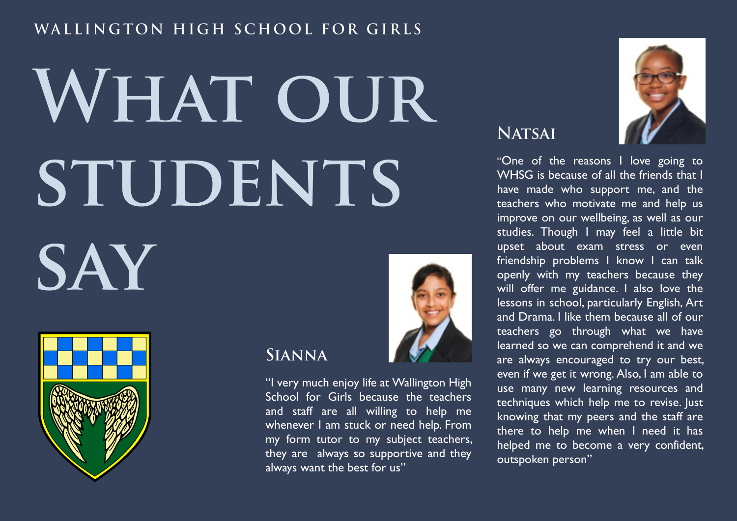WALLINGTON HIGH SCHOOL FOR GIRLS

# What our students say

## Sianna

"I very much enjoy life at Wallington High School for Girls because the teachers and staff are all willing to help me whenever I am stuck or need help. From my form tutor to my subject teachers, they are always so supportive and they always want the best for us"

## Natsai

"One of the reasons I love going to WHSG is because of all the friends that I have made who support me, and the teachers who motivate me and help us improve on our wellbeing, as well as our studies. Though I may feel a little bit upset about exam stress or even friendship problems I know I can talk openly with my teachers because they will offer me guidance. I also love the lessons in school, particularly English, Art and Drama. I like them because all of our teachers go through what we have learned so we can comprehend it and we are always encouraged to try our best, even if we get it wrong. Also, I am able to use many new learning resources and techniques which help me to revise. Just knowing that my peers and the staff are there to help me when I need it has helped me to become a very confident, outspoken person"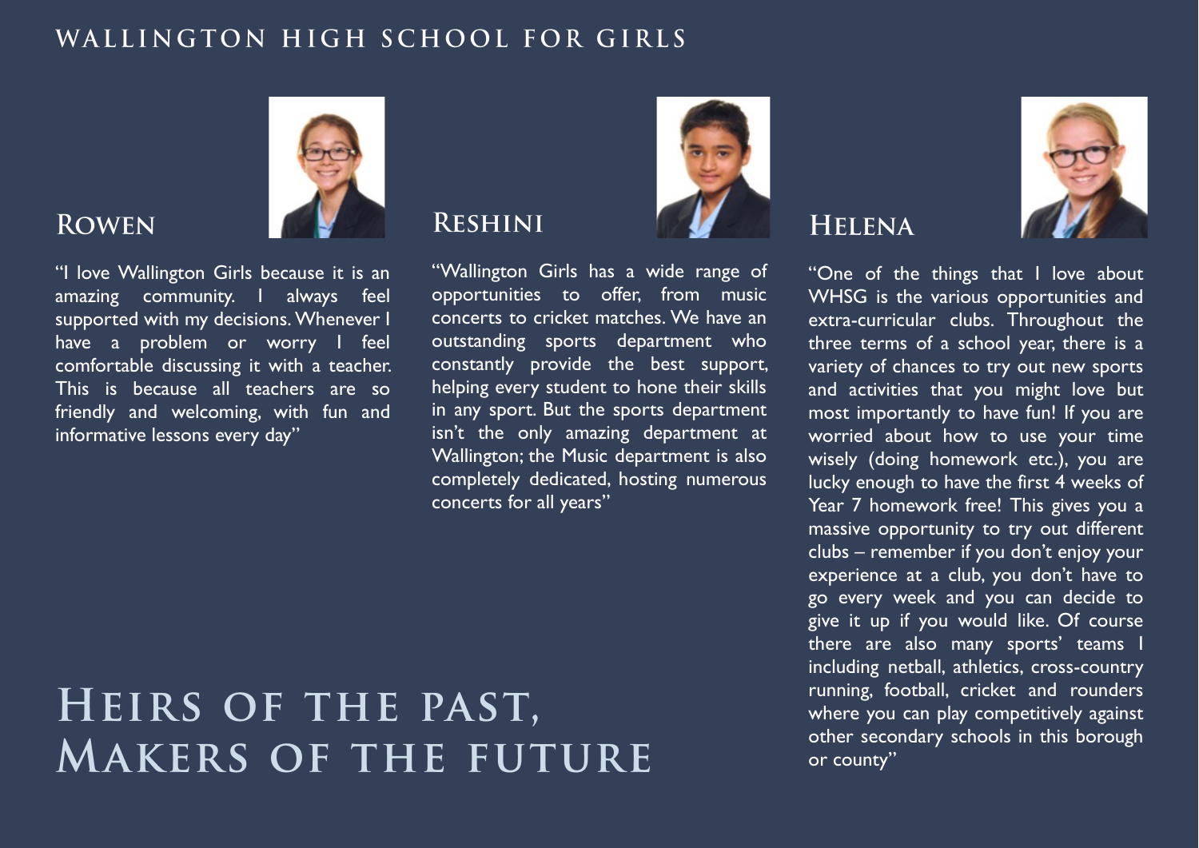WALLINGTON HIGH SCHOOL FOR GIRLS

## Rowen

"I love Wallington Girls because it is an amazing community. I always feel supported with my decisions. Whenever I have a problem or worry I feel comfortable discussing it with a teacher. This is because all teachers are so friendly and welcoming, with fun and informative lessons every day"

## Reshini

"Wallington Girls has a wide range of opportunities to offer, from music concerts to cricket matches. We have an outstanding sports department who constantly provide the best support, helping every student to hone their skills in any sport. But the sports department isn't the only amazing department at Wallington; the Music department is also completely dedicated, hosting numerous concerts for all years"

## Helena

"One of the things that I love about WHSG is the various opportunities and extra-curricular clubs. Throughout the three terms of a school year, there is a variety of chances to try out new sports and activities that you might love but most importantly to have fun! If you are worried about how to use your time wisely (doing homework etc.), you are lucky enough to have the first 4 weeks of Year 7 homework free! This gives you a massive opportunity to try out different clubs – remember if you don't enjoy your experience at a club, you don't have to go every week and you can decide to give it up if you would like. Of course there are also many sports' teams I including netball, athletics, cross-country running, football, cricket and rounders where you can play competitively against other secondary schools in this borough or county"

# Heirs of the past, Makers of the future